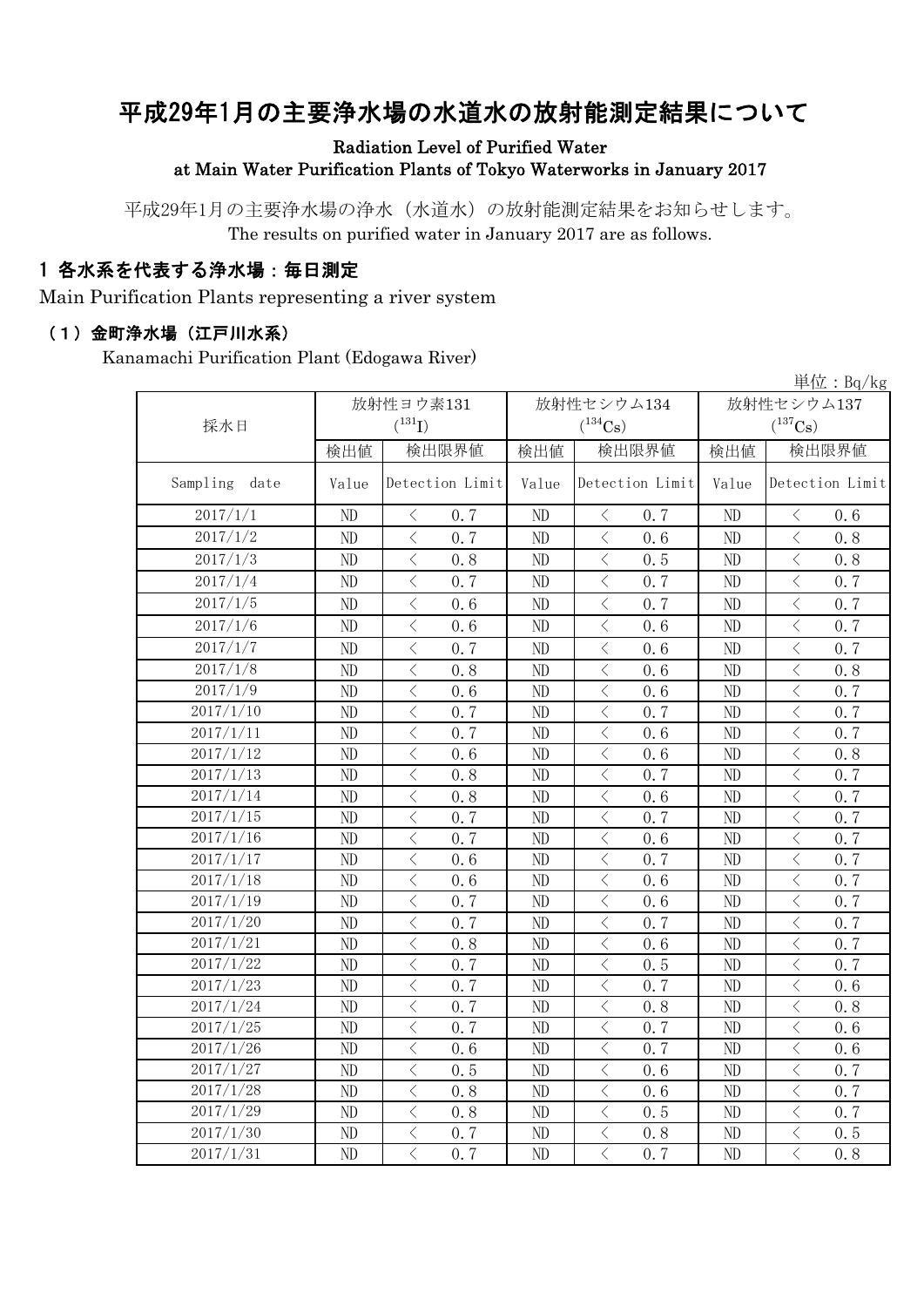# 平成29年1月の主要浄水場の水道水の放射能測定結果について

**Radiation Level of Purified Water at Main Water Purification Plants of Tokyo Waterworks in January 2017**

平成29年1月の主要浄水場の浄水（水道水）の放射能測定結果をお知らせします。
The results on purified water in January 2017 are as follows.

## 1 各水系を代表する浄水場：毎日測定

Main Purification Plants representing a river system

### （1）金町浄水場（江戸川水系）

Kanamachi Purification Plant (Edogawa River)

単位：Bq/kg

| 採水日 | 放射性ヨウ素131 ($^{131}$I) | | 放射性セシウム134 ($^{134}$Cs) | | 放射性セシウム137 ($^{137}$Cs) | |
|---|---|---|---|---|---|---|
| | 検出値 | 検出限界値 | 検出値 | 検出限界値 | 検出値 | 検出限界値 |
| Sampling date | Value | Detection Limit | Value | Detection Limit | Value | Detection Limit |
| 2017/1/1 | ND | ＜ 0.7 | ND | ＜ 0.7 | ND | ＜ 0.6 |
| 2017/1/2 | ND | ＜ 0.7 | ND | ＜ 0.6 | ND | ＜ 0.8 |
| 2017/1/3 | ND | ＜ 0.8 | ND | ＜ 0.5 | ND | ＜ 0.8 |
| 2017/1/4 | ND | ＜ 0.7 | ND | ＜ 0.7 | ND | ＜ 0.7 |
| 2017/1/5 | ND | ＜ 0.6 | ND | ＜ 0.7 | ND | ＜ 0.7 |
| 2017/1/6 | ND | ＜ 0.6 | ND | ＜ 0.6 | ND | ＜ 0.7 |
| 2017/1/7 | ND | ＜ 0.7 | ND | ＜ 0.6 | ND | ＜ 0.7 |
| 2017/1/8 | ND | ＜ 0.8 | ND | ＜ 0.6 | ND | ＜ 0.8 |
| 2017/1/9 | ND | ＜ 0.6 | ND | ＜ 0.6 | ND | ＜ 0.7 |
| 2017/1/10 | ND | ＜ 0.7 | ND | ＜ 0.7 | ND | ＜ 0.7 |
| 2017/1/11 | ND | ＜ 0.7 | ND | ＜ 0.6 | ND | ＜ 0.7 |
| 2017/1/12 | ND | ＜ 0.6 | ND | ＜ 0.6 | ND | ＜ 0.8 |
| 2017/1/13 | ND | ＜ 0.8 | ND | ＜ 0.7 | ND | ＜ 0.7 |
| 2017/1/14 | ND | ＜ 0.8 | ND | ＜ 0.6 | ND | ＜ 0.7 |
| 2017/1/15 | ND | ＜ 0.7 | ND | ＜ 0.7 | ND | ＜ 0.7 |
| 2017/1/16 | ND | ＜ 0.7 | ND | ＜ 0.6 | ND | ＜ 0.7 |
| 2017/1/17 | ND | ＜ 0.6 | ND | ＜ 0.7 | ND | ＜ 0.7 |
| 2017/1/18 | ND | ＜ 0.6 | ND | ＜ 0.6 | ND | ＜ 0.7 |
| 2017/1/19 | ND | ＜ 0.7 | ND | ＜ 0.6 | ND | ＜ 0.7 |
| 2017/1/20 | ND | ＜ 0.7 | ND | ＜ 0.7 | ND | ＜ 0.7 |
| 2017/1/21 | ND | ＜ 0.8 | ND | ＜ 0.6 | ND | ＜ 0.7 |
| 2017/1/22 | ND | ＜ 0.7 | ND | ＜ 0.5 | ND | ＜ 0.7 |
| 2017/1/23 | ND | ＜ 0.7 | ND | ＜ 0.7 | ND | ＜ 0.6 |
| 2017/1/24 | ND | ＜ 0.7 | ND | ＜ 0.8 | ND | ＜ 0.8 |
| 2017/1/25 | ND | ＜ 0.7 | ND | ＜ 0.7 | ND | ＜ 0.6 |
| 2017/1/26 | ND | ＜ 0.6 | ND | ＜ 0.7 | ND | ＜ 0.6 |
| 2017/1/27 | ND | ＜ 0.5 | ND | ＜ 0.6 | ND | ＜ 0.7 |
| 2017/1/28 | ND | ＜ 0.8 | ND | ＜ 0.6 | ND | ＜ 0.7 |
| 2017/1/29 | ND | ＜ 0.8 | ND | ＜ 0.5 | ND | ＜ 0.7 |
| 2017/1/30 | ND | ＜ 0.7 | ND | ＜ 0.8 | ND | ＜ 0.5 |
| 2017/1/31 | ND | ＜ 0.7 | ND | ＜ 0.7 | ND | ＜ 0.8 |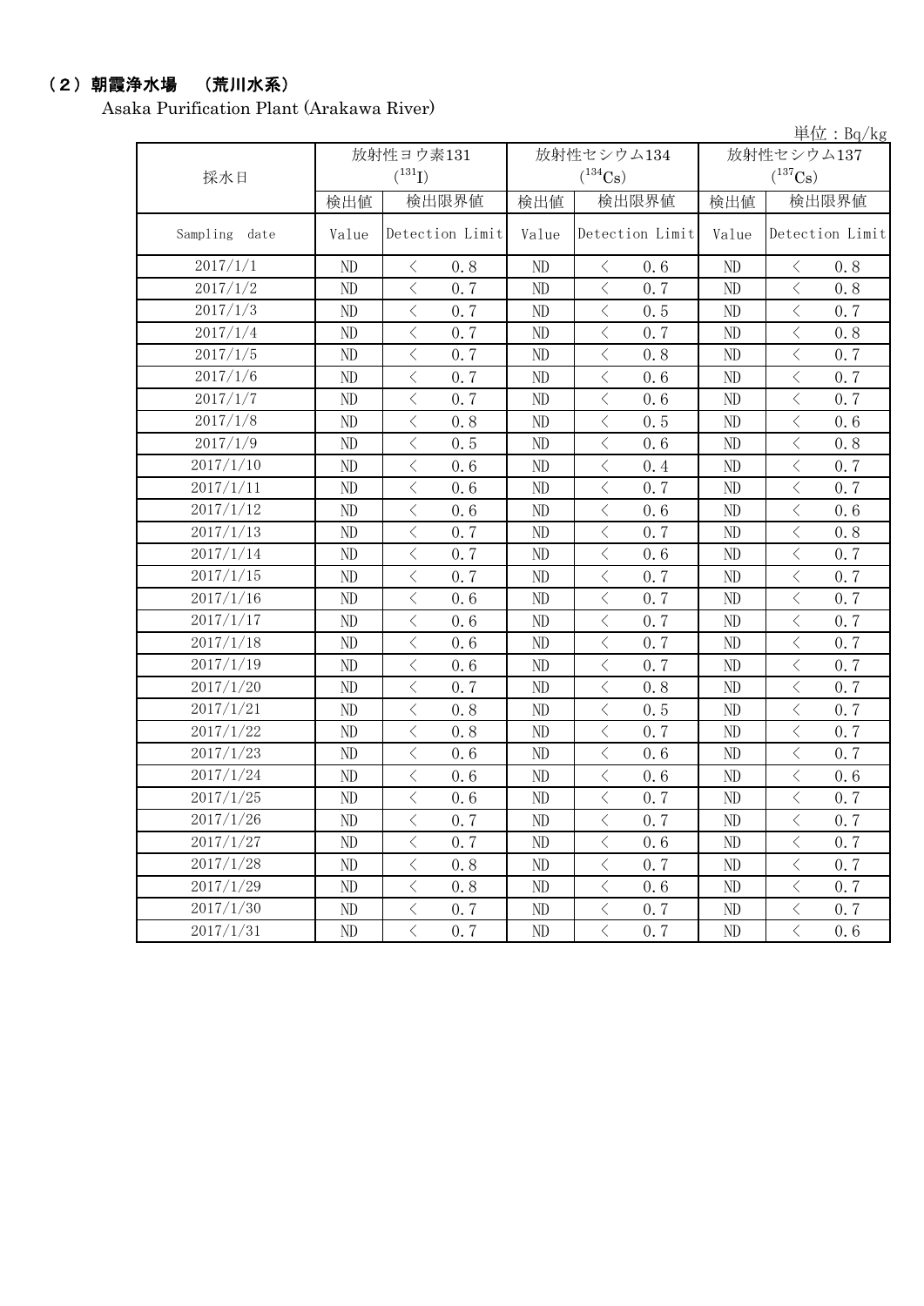## （2）朝霞浄水場　（荒川水系）

Asaka Purification Plant (Arakawa River)

単位：Bq/kg

| 採水日 | 放射性ヨウ素131 ($^{131}I$) | | 放射性セシウム134 ($^{134}Cs$) | | 放射性セシウム137 ($^{137}Cs$) | |
|---|---|---|---|---|---|---|
| | 検出値 | 検出限界値 | 検出値 | 検出限界値 | 検出値 | 検出限界値 |
| Sampling date | Value | Detection Limit | Value | Detection Limit | Value | Detection Limit |
| 2017/1/1 | ND | ＜ 0.8 | ND | ＜ 0.6 | ND | ＜ 0.8 |
| 2017/1/2 | ND | ＜ 0.7 | ND | ＜ 0.7 | ND | ＜ 0.8 |
| 2017/1/3 | ND | ＜ 0.7 | ND | ＜ 0.5 | ND | ＜ 0.7 |
| 2017/1/4 | ND | ＜ 0.7 | ND | ＜ 0.7 | ND | ＜ 0.8 |
| 2017/1/5 | ND | ＜ 0.7 | ND | ＜ 0.8 | ND | ＜ 0.7 |
| 2017/1/6 | ND | ＜ 0.7 | ND | ＜ 0.6 | ND | ＜ 0.7 |
| 2017/1/7 | ND | ＜ 0.7 | ND | ＜ 0.6 | ND | ＜ 0.7 |
| 2017/1/8 | ND | ＜ 0.8 | ND | ＜ 0.5 | ND | ＜ 0.6 |
| 2017/1/9 | ND | ＜ 0.5 | ND | ＜ 0.6 | ND | ＜ 0.8 |
| 2017/1/10 | ND | ＜ 0.6 | ND | ＜ 0.4 | ND | ＜ 0.7 |
| 2017/1/11 | ND | ＜ 0.6 | ND | ＜ 0.7 | ND | ＜ 0.7 |
| 2017/1/12 | ND | ＜ 0.6 | ND | ＜ 0.6 | ND | ＜ 0.6 |
| 2017/1/13 | ND | ＜ 0.7 | ND | ＜ 0.7 | ND | ＜ 0.8 |
| 2017/1/14 | ND | ＜ 0.7 | ND | ＜ 0.6 | ND | ＜ 0.7 |
| 2017/1/15 | ND | ＜ 0.7 | ND | ＜ 0.7 | ND | ＜ 0.7 |
| 2017/1/16 | ND | ＜ 0.6 | ND | ＜ 0.7 | ND | ＜ 0.7 |
| 2017/1/17 | ND | ＜ 0.6 | ND | ＜ 0.7 | ND | ＜ 0.7 |
| 2017/1/18 | ND | ＜ 0.6 | ND | ＜ 0.7 | ND | ＜ 0.7 |
| 2017/1/19 | ND | ＜ 0.6 | ND | ＜ 0.7 | ND | ＜ 0.7 |
| 2017/1/20 | ND | ＜ 0.7 | ND | ＜ 0.8 | ND | ＜ 0.7 |
| 2017/1/21 | ND | ＜ 0.8 | ND | ＜ 0.5 | ND | ＜ 0.7 |
| 2017/1/22 | ND | ＜ 0.8 | ND | ＜ 0.7 | ND | ＜ 0.7 |
| 2017/1/23 | ND | ＜ 0.6 | ND | ＜ 0.6 | ND | ＜ 0.7 |
| 2017/1/24 | ND | ＜ 0.6 | ND | ＜ 0.6 | ND | ＜ 0.6 |
| 2017/1/25 | ND | ＜ 0.6 | ND | ＜ 0.7 | ND | ＜ 0.7 |
| 2017/1/26 | ND | ＜ 0.7 | ND | ＜ 0.7 | ND | ＜ 0.7 |
| 2017/1/27 | ND | ＜ 0.7 | ND | ＜ 0.6 | ND | ＜ 0.7 |
| 2017/1/28 | ND | ＜ 0.8 | ND | ＜ 0.7 | ND | ＜ 0.7 |
| 2017/1/29 | ND | ＜ 0.8 | ND | ＜ 0.6 | ND | ＜ 0.7 |
| 2017/1/30 | ND | ＜ 0.7 | ND | ＜ 0.7 | ND | ＜ 0.7 |
| 2017/1/31 | ND | ＜ 0.7 | ND | ＜ 0.7 | ND | ＜ 0.6 |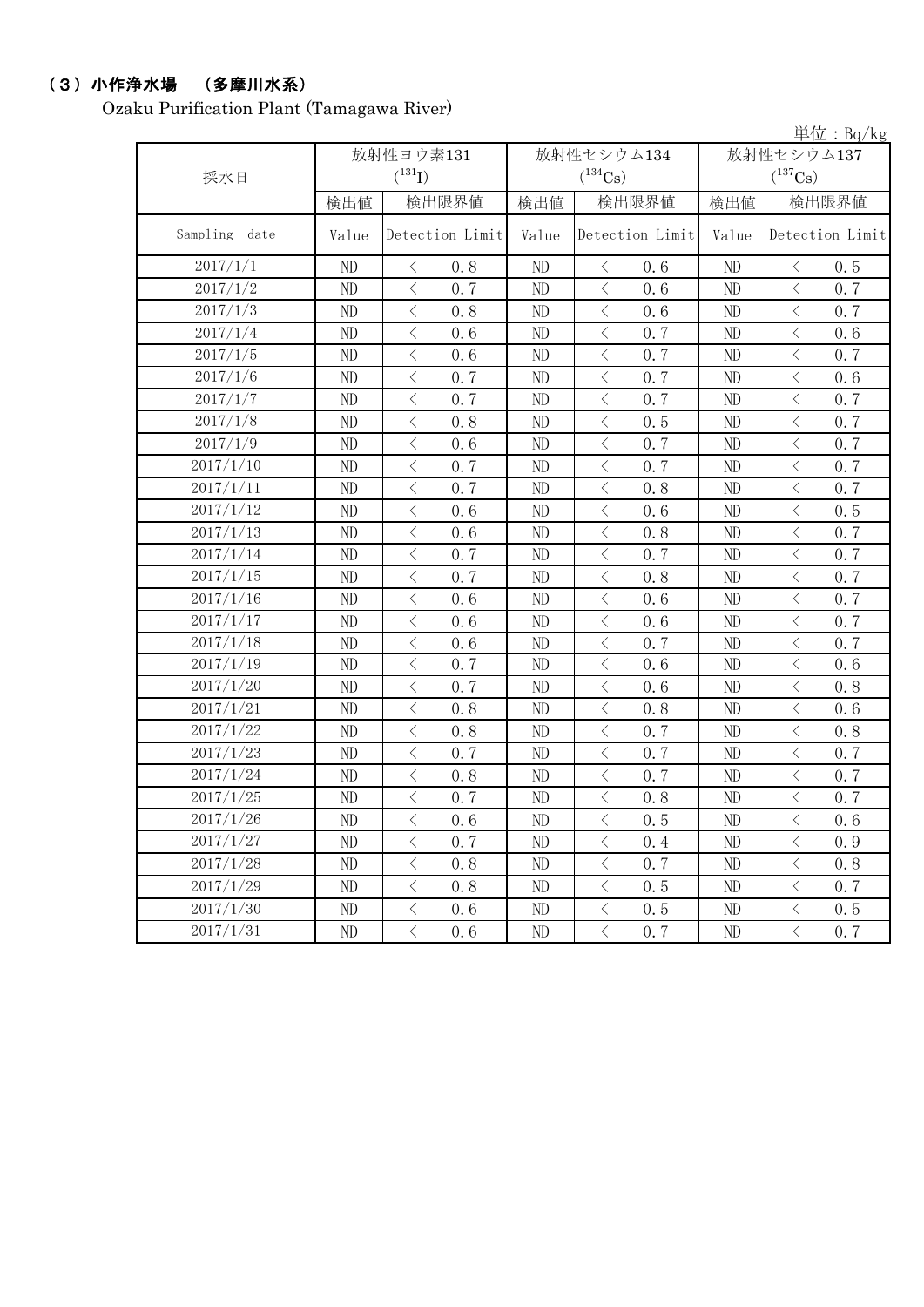## （3）小作浄水場　（多摩川水系）

Ozaku Purification Plant (Tamagawa River)

単位：Bq/kg

| 採水日 | 放射性ヨウ素131 ($^{131}$I) | | 放射性セシウム134 ($^{134}$Cs) | | 放射性セシウム137 ($^{137}$Cs) | |
|---|---|---|---|---|---|---|
| | 検出値 | 検出限界値 | 検出値 | 検出限界値 | 検出値 | 検出限界値 |
| Sampling date | Value | Detection Limit | Value | Detection Limit | Value | Detection Limit |
| 2017/1/1 | ND | ＜ 0.8 | ND | ＜ 0.6 | ND | ＜ 0.5 |
| 2017/1/2 | ND | ＜ 0.7 | ND | ＜ 0.6 | ND | ＜ 0.7 |
| 2017/1/3 | ND | ＜ 0.8 | ND | ＜ 0.6 | ND | ＜ 0.7 |
| 2017/1/4 | ND | ＜ 0.6 | ND | ＜ 0.7 | ND | ＜ 0.6 |
| 2017/1/5 | ND | ＜ 0.6 | ND | ＜ 0.7 | ND | ＜ 0.7 |
| 2017/1/6 | ND | ＜ 0.7 | ND | ＜ 0.7 | ND | ＜ 0.6 |
| 2017/1/7 | ND | ＜ 0.7 | ND | ＜ 0.7 | ND | ＜ 0.7 |
| 2017/1/8 | ND | ＜ 0.8 | ND | ＜ 0.5 | ND | ＜ 0.7 |
| 2017/1/9 | ND | ＜ 0.6 | ND | ＜ 0.7 | ND | ＜ 0.7 |
| 2017/1/10 | ND | ＜ 0.7 | ND | ＜ 0.7 | ND | ＜ 0.7 |
| 2017/1/11 | ND | ＜ 0.7 | ND | ＜ 0.8 | ND | ＜ 0.7 |
| 2017/1/12 | ND | ＜ 0.6 | ND | ＜ 0.6 | ND | ＜ 0.5 |
| 2017/1/13 | ND | ＜ 0.6 | ND | ＜ 0.8 | ND | ＜ 0.7 |
| 2017/1/14 | ND | ＜ 0.7 | ND | ＜ 0.7 | ND | ＜ 0.7 |
| 2017/1/15 | ND | ＜ 0.7 | ND | ＜ 0.8 | ND | ＜ 0.7 |
| 2017/1/16 | ND | ＜ 0.6 | ND | ＜ 0.6 | ND | ＜ 0.7 |
| 2017/1/17 | ND | ＜ 0.6 | ND | ＜ 0.6 | ND | ＜ 0.7 |
| 2017/1/18 | ND | ＜ 0.6 | ND | ＜ 0.7 | ND | ＜ 0.7 |
| 2017/1/19 | ND | ＜ 0.7 | ND | ＜ 0.6 | ND | ＜ 0.6 |
| 2017/1/20 | ND | ＜ 0.7 | ND | ＜ 0.6 | ND | ＜ 0.8 |
| 2017/1/21 | ND | ＜ 0.8 | ND | ＜ 0.8 | ND | ＜ 0.6 |
| 2017/1/22 | ND | ＜ 0.8 | ND | ＜ 0.7 | ND | ＜ 0.8 |
| 2017/1/23 | ND | ＜ 0.7 | ND | ＜ 0.7 | ND | ＜ 0.7 |
| 2017/1/24 | ND | ＜ 0.8 | ND | ＜ 0.7 | ND | ＜ 0.7 |
| 2017/1/25 | ND | ＜ 0.7 | ND | ＜ 0.8 | ND | ＜ 0.7 |
| 2017/1/26 | ND | ＜ 0.6 | ND | ＜ 0.5 | ND | ＜ 0.6 |
| 2017/1/27 | ND | ＜ 0.7 | ND | ＜ 0.4 | ND | ＜ 0.9 |
| 2017/1/28 | ND | ＜ 0.8 | ND | ＜ 0.7 | ND | ＜ 0.8 |
| 2017/1/29 | ND | ＜ 0.8 | ND | ＜ 0.5 | ND | ＜ 0.7 |
| 2017/1/30 | ND | ＜ 0.6 | ND | ＜ 0.5 | ND | ＜ 0.5 |
| 2017/1/31 | ND | ＜ 0.6 | ND | ＜ 0.7 | ND | ＜ 0.7 |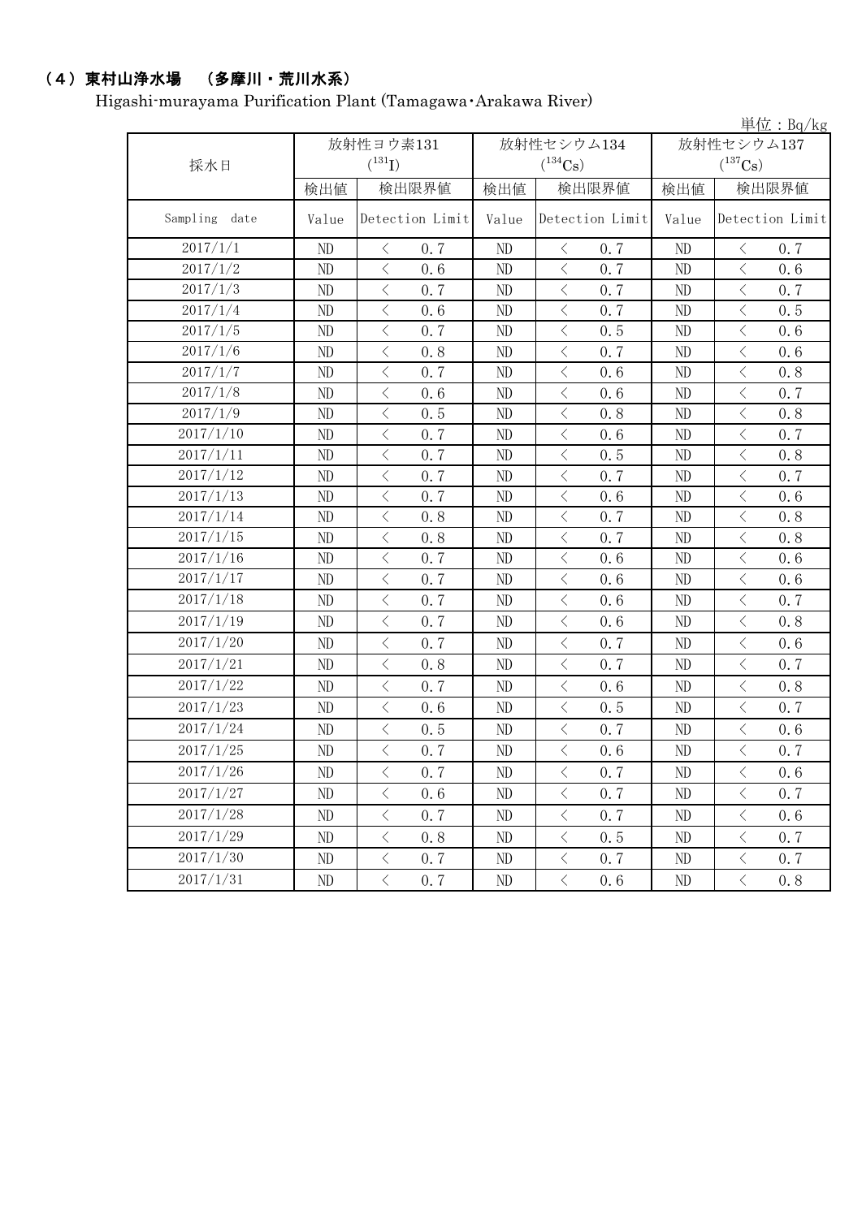## （4）東村山浄水場　（多摩川・荒川水系）

Higashi-murayama Purification Plant (Tamagawa・Arakawa River)

単位：Bq/kg

| 採水日 | 放射性ヨウ素131 ($^{131}$I) | | 放射性セシウム134 ($^{134}$Cs) | | 放射性セシウム137 ($^{137}$Cs) | |
|---|---|---|---|---|---|---|
| | 検出値 | 検出限界値 | 検出値 | 検出限界値 | 検出値 | 検出限界値 |
| Sampling date | Value | Detection Limit | Value | Detection Limit | Value | Detection Limit |
| 2017/1/1 | ND | ＜ 0.7 | ND | ＜ 0.7 | ND | ＜ 0.7 |
| 2017/1/2 | ND | ＜ 0.6 | ND | ＜ 0.7 | ND | ＜ 0.6 |
| 2017/1/3 | ND | ＜ 0.7 | ND | ＜ 0.7 | ND | ＜ 0.7 |
| 2017/1/4 | ND | ＜ 0.6 | ND | ＜ 0.7 | ND | ＜ 0.5 |
| 2017/1/5 | ND | ＜ 0.7 | ND | ＜ 0.5 | ND | ＜ 0.6 |
| 2017/1/6 | ND | ＜ 0.8 | ND | ＜ 0.7 | ND | ＜ 0.6 |
| 2017/1/7 | ND | ＜ 0.7 | ND | ＜ 0.6 | ND | ＜ 0.8 |
| 2017/1/8 | ND | ＜ 0.6 | ND | ＜ 0.6 | ND | ＜ 0.7 |
| 2017/1/9 | ND | ＜ 0.5 | ND | ＜ 0.8 | ND | ＜ 0.8 |
| 2017/1/10 | ND | ＜ 0.7 | ND | ＜ 0.6 | ND | ＜ 0.7 |
| 2017/1/11 | ND | ＜ 0.7 | ND | ＜ 0.5 | ND | ＜ 0.8 |
| 2017/1/12 | ND | ＜ 0.7 | ND | ＜ 0.7 | ND | ＜ 0.7 |
| 2017/1/13 | ND | ＜ 0.7 | ND | ＜ 0.6 | ND | ＜ 0.6 |
| 2017/1/14 | ND | ＜ 0.8 | ND | ＜ 0.7 | ND | ＜ 0.8 |
| 2017/1/15 | ND | ＜ 0.8 | ND | ＜ 0.7 | ND | ＜ 0.8 |
| 2017/1/16 | ND | ＜ 0.7 | ND | ＜ 0.6 | ND | ＜ 0.6 |
| 2017/1/17 | ND | ＜ 0.7 | ND | ＜ 0.6 | ND | ＜ 0.6 |
| 2017/1/18 | ND | ＜ 0.7 | ND | ＜ 0.6 | ND | ＜ 0.7 |
| 2017/1/19 | ND | ＜ 0.7 | ND | ＜ 0.6 | ND | ＜ 0.8 |
| 2017/1/20 | ND | ＜ 0.7 | ND | ＜ 0.7 | ND | ＜ 0.6 |
| 2017/1/21 | ND | ＜ 0.8 | ND | ＜ 0.7 | ND | ＜ 0.7 |
| 2017/1/22 | ND | ＜ 0.7 | ND | ＜ 0.6 | ND | ＜ 0.8 |
| 2017/1/23 | ND | ＜ 0.6 | ND | ＜ 0.5 | ND | ＜ 0.7 |
| 2017/1/24 | ND | ＜ 0.5 | ND | ＜ 0.7 | ND | ＜ 0.6 |
| 2017/1/25 | ND | ＜ 0.7 | ND | ＜ 0.6 | ND | ＜ 0.7 |
| 2017/1/26 | ND | ＜ 0.7 | ND | ＜ 0.7 | ND | ＜ 0.6 |
| 2017/1/27 | ND | ＜ 0.6 | ND | ＜ 0.7 | ND | ＜ 0.7 |
| 2017/1/28 | ND | ＜ 0.7 | ND | ＜ 0.7 | ND | ＜ 0.6 |
| 2017/1/29 | ND | ＜ 0.8 | ND | ＜ 0.5 | ND | ＜ 0.7 |
| 2017/1/30 | ND | ＜ 0.7 | ND | ＜ 0.7 | ND | ＜ 0.7 |
| 2017/1/31 | ND | ＜ 0.7 | ND | ＜ 0.6 | ND | ＜ 0.8 |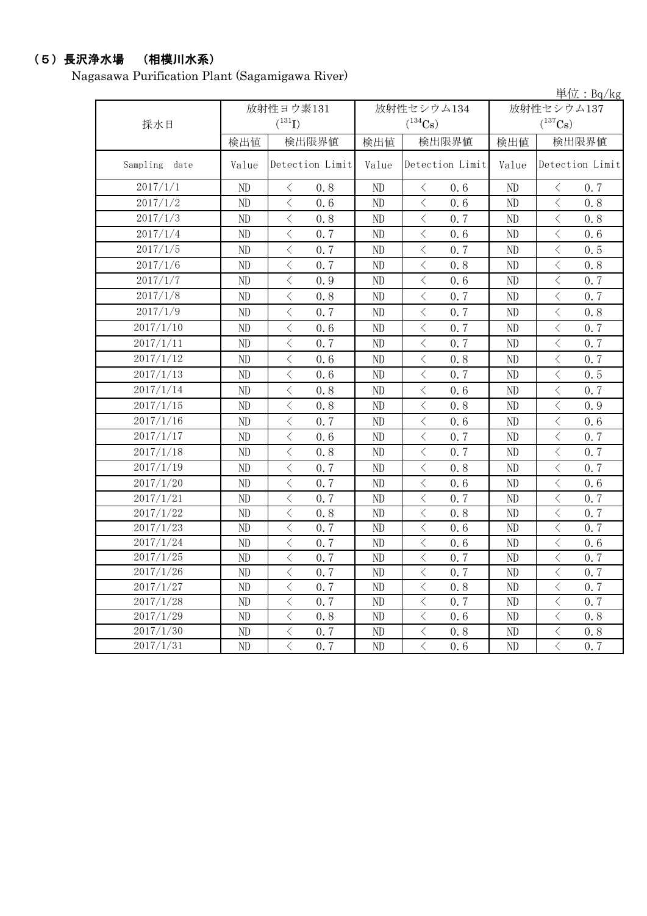## （5）長沢浄水場　（相模川水系）

Nagasawa Purification Plant (Sagamigawa River)

単位：Bq/kg

| 採水日 | 放射性ヨウ素131 ($^{131}I$) | | 放射性セシウム134 ($^{134}Cs$) | | 放射性セシウム137 ($^{137}Cs$) | |
|---|---|---|---|---|---|---|
| | 検出値 | 検出限界値 | 検出値 | 検出限界値 | 検出値 | 検出限界値 |
| Sampling date | Value | Detection Limit | Value | Detection Limit | Value | Detection Limit |
| 2017/1/1 | ND | ＜ 0.8 | ND | ＜ 0.6 | ND | ＜ 0.7 |
| 2017/1/2 | ND | ＜ 0.6 | ND | ＜ 0.6 | ND | ＜ 0.8 |
| 2017/1/3 | ND | ＜ 0.8 | ND | ＜ 0.7 | ND | ＜ 0.8 |
| 2017/1/4 | ND | ＜ 0.7 | ND | ＜ 0.6 | ND | ＜ 0.6 |
| 2017/1/5 | ND | ＜ 0.7 | ND | ＜ 0.7 | ND | ＜ 0.5 |
| 2017/1/6 | ND | ＜ 0.7 | ND | ＜ 0.8 | ND | ＜ 0.8 |
| 2017/1/7 | ND | ＜ 0.9 | ND | ＜ 0.6 | ND | ＜ 0.7 |
| 2017/1/8 | ND | ＜ 0.8 | ND | ＜ 0.7 | ND | ＜ 0.7 |
| 2017/1/9 | ND | ＜ 0.7 | ND | ＜ 0.7 | ND | ＜ 0.8 |
| 2017/1/10 | ND | ＜ 0.6 | ND | ＜ 0.7 | ND | ＜ 0.7 |
| 2017/1/11 | ND | ＜ 0.7 | ND | ＜ 0.7 | ND | ＜ 0.7 |
| 2017/1/12 | ND | ＜ 0.6 | ND | ＜ 0.8 | ND | ＜ 0.7 |
| 2017/1/13 | ND | ＜ 0.6 | ND | ＜ 0.7 | ND | ＜ 0.5 |
| 2017/1/14 | ND | ＜ 0.8 | ND | ＜ 0.6 | ND | ＜ 0.7 |
| 2017/1/15 | ND | ＜ 0.8 | ND | ＜ 0.8 | ND | ＜ 0.9 |
| 2017/1/16 | ND | ＜ 0.7 | ND | ＜ 0.6 | ND | ＜ 0.6 |
| 2017/1/17 | ND | ＜ 0.6 | ND | ＜ 0.7 | ND | ＜ 0.7 |
| 2017/1/18 | ND | ＜ 0.8 | ND | ＜ 0.7 | ND | ＜ 0.7 |
| 2017/1/19 | ND | ＜ 0.7 | ND | ＜ 0.8 | ND | ＜ 0.7 |
| 2017/1/20 | ND | ＜ 0.7 | ND | ＜ 0.6 | ND | ＜ 0.6 |
| 2017/1/21 | ND | ＜ 0.7 | ND | ＜ 0.7 | ND | ＜ 0.7 |
| 2017/1/22 | ND | ＜ 0.8 | ND | ＜ 0.8 | ND | ＜ 0.7 |
| 2017/1/23 | ND | ＜ 0.7 | ND | ＜ 0.6 | ND | ＜ 0.7 |
| 2017/1/24 | ND | ＜ 0.7 | ND | ＜ 0.6 | ND | ＜ 0.6 |
| 2017/1/25 | ND | ＜ 0.7 | ND | ＜ 0.7 | ND | ＜ 0.7 |
| 2017/1/26 | ND | ＜ 0.7 | ND | ＜ 0.7 | ND | ＜ 0.7 |
| 2017/1/27 | ND | ＜ 0.7 | ND | ＜ 0.8 | ND | ＜ 0.7 |
| 2017/1/28 | ND | ＜ 0.7 | ND | ＜ 0.7 | ND | ＜ 0.7 |
| 2017/1/29 | ND | ＜ 0.8 | ND | ＜ 0.6 | ND | ＜ 0.8 |
| 2017/1/30 | ND | ＜ 0.7 | ND | ＜ 0.8 | ND | ＜ 0.8 |
| 2017/1/31 | ND | ＜ 0.7 | ND | ＜ 0.6 | ND | ＜ 0.7 |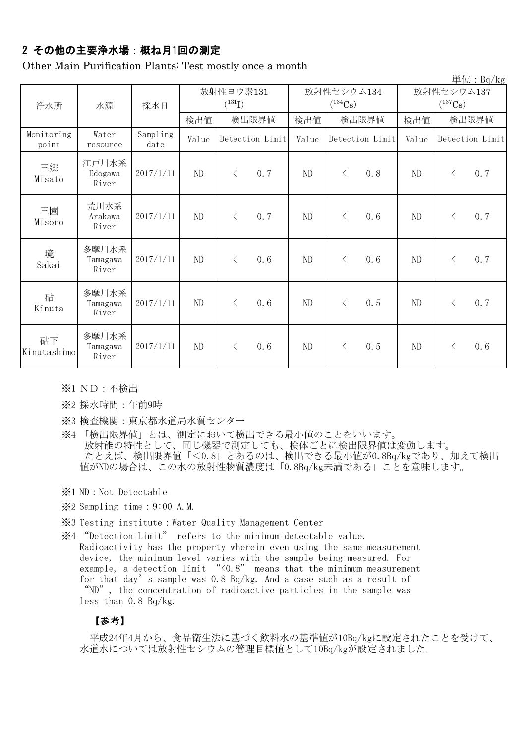## 2 その他の主要浄水場：概ね月1回の測定

Other Main Purification Plants: Test mostly once a month

単位：Bq/kg

| 浄水所 | 水源 | 採水日 | 放射性ヨウ素131 ($^{131}I$) | | | 放射性セシウム134 ($^{134}Cs$) | | | 放射性セシウム137 ($^{137}Cs$) | | |
|---|---|---|---|---|---|---|---|---|---|---|---|
| | | | 検出値 | 検出限界値 | | 検出値 | 検出限界値 | | 検出値 | 検出限界値 | |
| Monitoring point | Water resource | Sampling date | Value | Detection Limit | | Value | Detection Limit | | Value | Detection Limit | |
| 三郷 Misato | 江戸川水系 Edogawa River | 2017/1/11 | ND | < | 0.7 | ND | < | 0.8 | ND | < | 0.7 |
| 三園 Misono | 荒川水系 Arakawa River | 2017/1/11 | ND | < | 0.7 | ND | < | 0.6 | ND | < | 0.7 |
| 境 Sakai | 多摩川水系 Tamagawa River | 2017/1/11 | ND | < | 0.6 | ND | < | 0.6 | ND | < | 0.7 |
| 砧 Kinuta | 多摩川水系 Tamagawa River | 2017/1/11 | ND | < | 0.6 | ND | < | 0.5 | ND | < | 0.7 |
| 砧下 Kinutashimo | 多摩川水系 Tamagawa River | 2017/1/11 | ND | < | 0.6 | ND | < | 0.5 | ND | < | 0.6 |

※1 ＮＤ：不検出

※2 採水時間：午前9時

※3 検査機関：東京都水道局水質センター

※4 「検出限界値」とは、測定において検出できる最小値のことをいいます。
放射能の特性として、同じ機器で測定しても、検体ごとに検出限界値は変動します。
たとえば、検出限界値「<0.8」とあるのは、検出できる最小値が0.8Bq/kgであり、加えて検出値がNDの場合は、この水の放射性物質濃度は「0.8Bq/kg未満である」ことを意味します。

※1 ND：Not Detectable

※2 Sampling time：9:00 A.M.

※3 Testing institute：Water Quality Management Center

※4 "Detection Limit" refers to the minimum detectable value.
Radioactivity has the property wherein even using the same measurement device, the minimum level varies with the sample being measured. For example, a detection limit "<0.8" means that the minimum measurement for that day's sample was 0.8 Bq/kg. And a case such as a result of "ND", the concentration of radioactive particles in the sample was less than 0.8 Bq/kg.

**【参考】**

平成24年4月から、食品衛生法に基づく飲料水の基準値が10Bq/kgに設定されたことを受けて、水道水については放射性セシウムの管理目標値として10Bq/kgが設定されました。